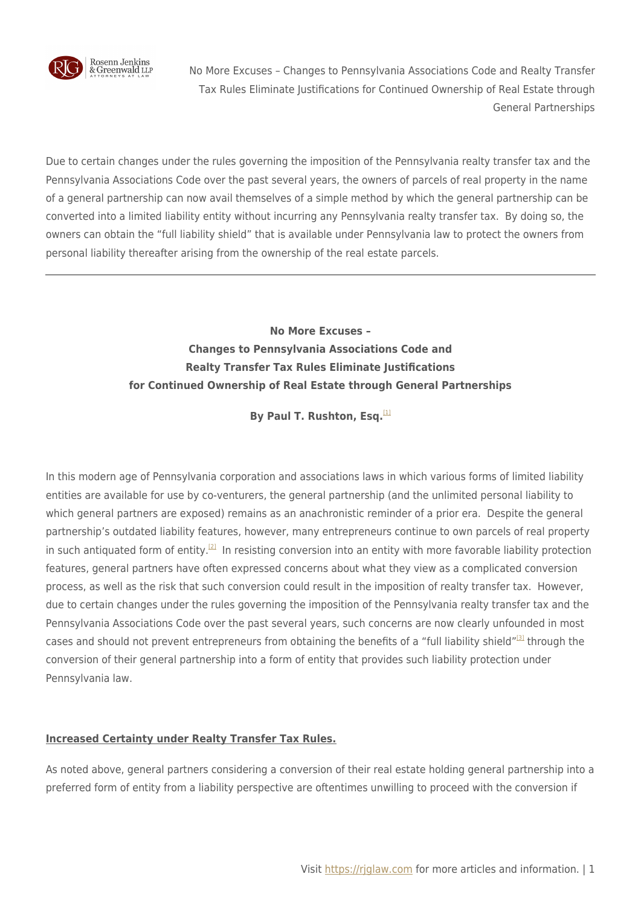Due to certain changes under the rules governing the imposition of the Pennsylvania realty transfer tax and the Pennsylvania Associations Code over the past several years, the owners of parcels of real property in the name of a general partnership can now avail themselves of a simple method by which the general partnership can be converted into a limited liability entity without incurring any Pennsylvania realty transfer tax. By doing so, the owners can obtain the "full liability shield" that is available under Pennsylvania law to protect the owners from personal liability thereafter arising from the ownership of the real estate parcels.

---

**No More Excuses –**
**Changes to Pennsylvania Associations Code and**
**Realty Transfer Tax Rules Eliminate Justifications**
**for Continued Ownership of Real Estate through General Partnerships**

**By Paul T. Rushton, Esq.**[1]

In this modern age of Pennsylvania corporation and associations laws in which various forms of limited liability entities are available for use by co-venturers, the general partnership (and the unlimited personal liability to which general partners are exposed) remains as an anachronistic reminder of a prior era. Despite the general partnership's outdated liability features, however, many entrepreneurs continue to own parcels of real property in such antiquated form of entity.[2] In resisting conversion into an entity with more favorable liability protection features, general partners have often expressed concerns about what they view as a complicated conversion process, as well as the risk that such conversion could result in the imposition of realty transfer tax. However, due to certain changes under the rules governing the imposition of the Pennsylvania realty transfer tax and the Pennsylvania Associations Code over the past several years, such concerns are now clearly unfounded in most cases and should not prevent entrepreneurs from obtaining the benefits of a "full liability shield"[3] through the conversion of their general partnership into a form of entity that provides such liability protection under Pennsylvania law.

**Increased Certainty under Realty Transfer Tax Rules.**

As noted above, general partners considering a conversion of their real estate holding general partnership into a preferred form of entity from a liability perspective are oftentimes unwilling to proceed with the conversion if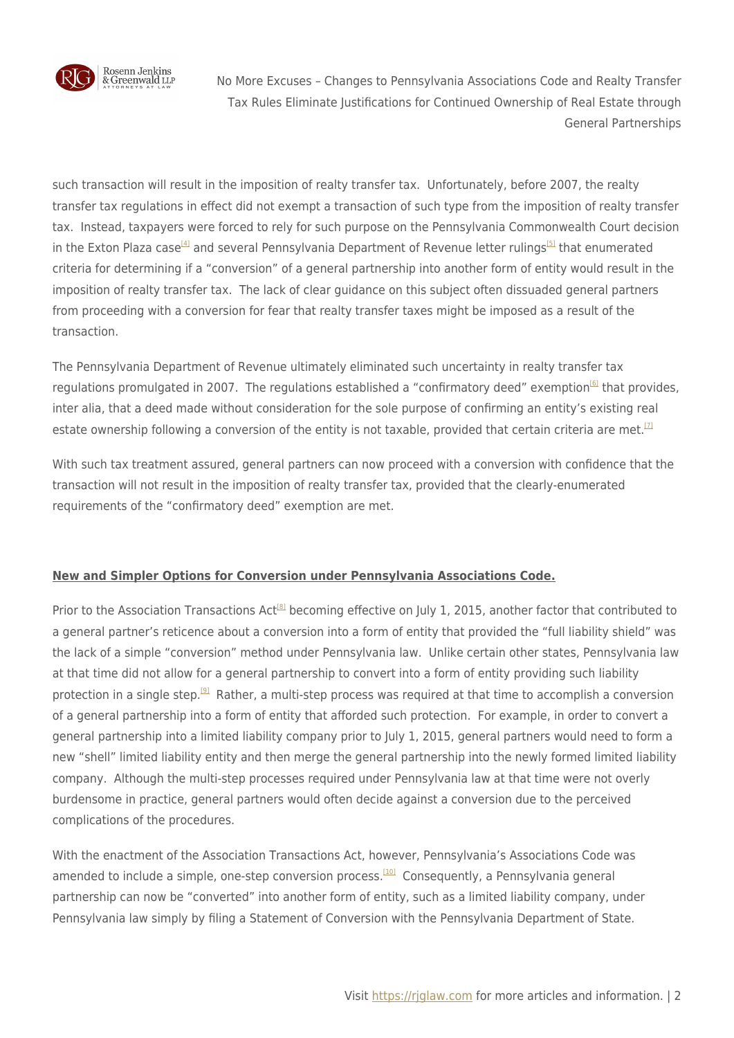such transaction will result in the imposition of realty transfer tax. Unfortunately, before 2007, the realty transfer tax regulations in effect did not exempt a transaction of such type from the imposition of realty transfer tax. Instead, taxpayers were forced to rely for such purpose on the Pennsylvania Commonwealth Court decision in the Exton Plaza case[4] and several Pennsylvania Department of Revenue letter rulings[5] that enumerated criteria for determining if a "conversion" of a general partnership into another form of entity would result in the imposition of realty transfer tax. The lack of clear guidance on this subject often dissuaded general partners from proceeding with a conversion for fear that realty transfer taxes might be imposed as a result of the transaction.

The Pennsylvania Department of Revenue ultimately eliminated such uncertainty in realty transfer tax regulations promulgated in 2007. The regulations established a "confirmatory deed" exemption[6] that provides, inter alia, that a deed made without consideration for the sole purpose of confirming an entity's existing real estate ownership following a conversion of the entity is not taxable, provided that certain criteria are met.[7]

With such tax treatment assured, general partners can now proceed with a conversion with confidence that the transaction will not result in the imposition of realty transfer tax, provided that the clearly-enumerated requirements of the "confirmatory deed" exemption are met.

**New and Simpler Options for Conversion under Pennsylvania Associations Code.**

Prior to the Association Transactions Act[8] becoming effective on July 1, 2015, another factor that contributed to a general partner's reticence about a conversion into a form of entity that provided the "full liability shield" was the lack of a simple "conversion" method under Pennsylvania law. Unlike certain other states, Pennsylvania law at that time did not allow for a general partnership to convert into a form of entity providing such liability protection in a single step.[9] Rather, a multi-step process was required at that time to accomplish a conversion of a general partnership into a form of entity that afforded such protection. For example, in order to convert a general partnership into a limited liability company prior to July 1, 2015, general partners would need to form a new "shell" limited liability entity and then merge the general partnership into the newly formed limited liability company. Although the multi-step processes required under Pennsylvania law at that time were not overly burdensome in practice, general partners would often decide against a conversion due to the perceived complications of the procedures.

With the enactment of the Association Transactions Act, however, Pennsylvania's Associations Code was amended to include a simple, one-step conversion process.[10] Consequently, a Pennsylvania general partnership can now be "converted" into another form of entity, such as a limited liability company, under Pennsylvania law simply by filing a Statement of Conversion with the Pennsylvania Department of State.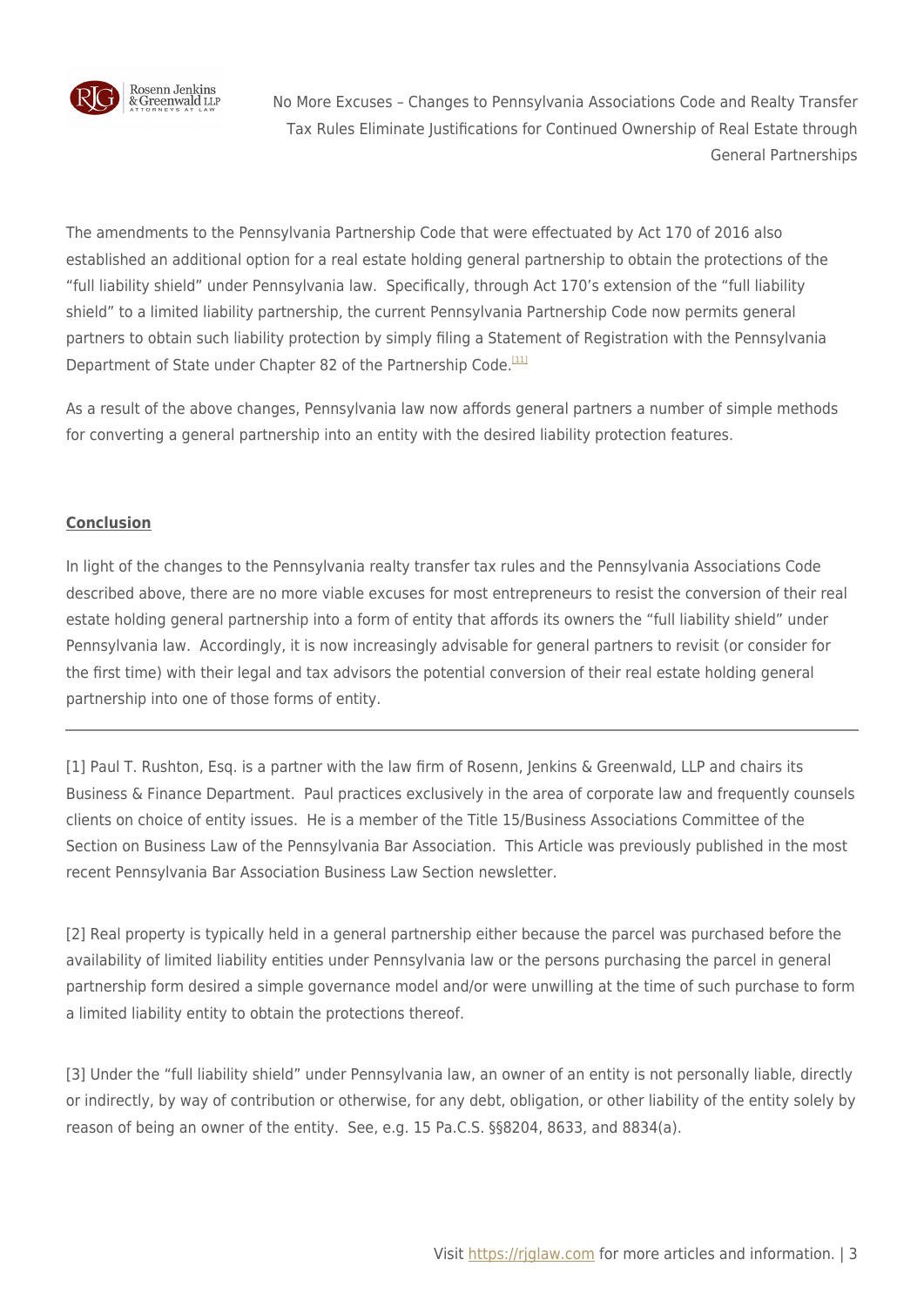The amendments to the Pennsylvania Partnership Code that were effectuated by Act 170 of 2016 also established an additional option for a real estate holding general partnership to obtain the protections of the "full liability shield" under Pennsylvania law. Specifically, through Act 170's extension of the "full liability shield" to a limited liability partnership, the current Pennsylvania Partnership Code now permits general partners to obtain such liability protection by simply filing a Statement of Registration with the Pennsylvania Department of State under Chapter 82 of the Partnership Code.[11]

As a result of the above changes, Pennsylvania law now affords general partners a number of simple methods for converting a general partnership into an entity with the desired liability protection features.

**Conclusion**

In light of the changes to the Pennsylvania realty transfer tax rules and the Pennsylvania Associations Code described above, there are no more viable excuses for most entrepreneurs to resist the conversion of their real estate holding general partnership into a form of entity that affords its owners the "full liability shield" under Pennsylvania law. Accordingly, it is now increasingly advisable for general partners to revisit (or consider for the first time) with their legal and tax advisors the potential conversion of their real estate holding general partnership into one of those forms of entity.

---

[1] Paul T. Rushton, Esq. is a partner with the law firm of Rosenn, Jenkins & Greenwald, LLP and chairs its Business & Finance Department. Paul practices exclusively in the area of corporate law and frequently counsels clients on choice of entity issues. He is a member of the Title 15/Business Associations Committee of the Section on Business Law of the Pennsylvania Bar Association. This Article was previously published in the most recent Pennsylvania Bar Association Business Law Section newsletter.

[2] Real property is typically held in a general partnership either because the parcel was purchased before the availability of limited liability entities under Pennsylvania law or the persons purchasing the parcel in general partnership form desired a simple governance model and/or were unwilling at the time of such purchase to form a limited liability entity to obtain the protections thereof.

[3] Under the "full liability shield" under Pennsylvania law, an owner of an entity is not personally liable, directly or indirectly, by way of contribution or otherwise, for any debt, obligation, or other liability of the entity solely by reason of being an owner of the entity. See, e.g. 15 Pa.C.S. §§8204, 8633, and 8834(a).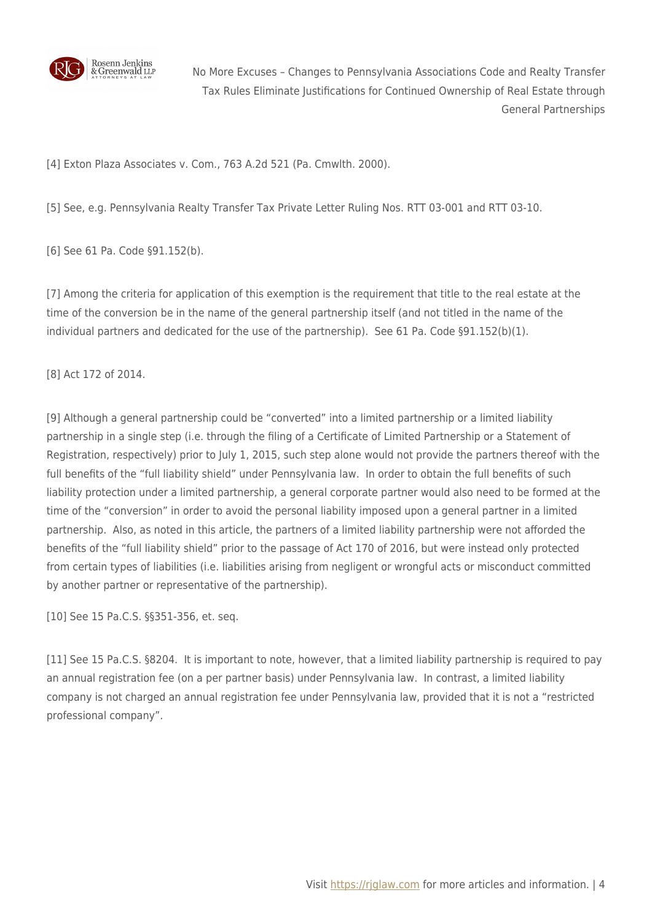[4] Exton Plaza Associates v. Com., 763 A.2d 521 (Pa. Cmwlth. 2000).

[5] See, e.g. Pennsylvania Realty Transfer Tax Private Letter Ruling Nos. RTT 03-001 and RTT 03-10.

[6] See 61 Pa. Code §91.152(b).

[7] Among the criteria for application of this exemption is the requirement that title to the real estate at the time of the conversion be in the name of the general partnership itself (and not titled in the name of the individual partners and dedicated for the use of the partnership). See 61 Pa. Code §91.152(b)(1).

[8] Act 172 of 2014.

[9] Although a general partnership could be "converted" into a limited partnership or a limited liability partnership in a single step (i.e. through the filing of a Certificate of Limited Partnership or a Statement of Registration, respectively) prior to July 1, 2015, such step alone would not provide the partners thereof with the full benefits of the "full liability shield" under Pennsylvania law. In order to obtain the full benefits of such liability protection under a limited partnership, a general corporate partner would also need to be formed at the time of the "conversion" in order to avoid the personal liability imposed upon a general partner in a limited partnership. Also, as noted in this article, the partners of a limited liability partnership were not afforded the benefits of the "full liability shield" prior to the passage of Act 170 of 2016, but were instead only protected from certain types of liabilities (i.e. liabilities arising from negligent or wrongful acts or misconduct committed by another partner or representative of the partnership).

[10] See 15 Pa.C.S. §§351-356, et. seq.

[11] See 15 Pa.C.S. §8204. It is important to note, however, that a limited liability partnership is required to pay an annual registration fee (on a per partner basis) under Pennsylvania law. In contrast, a limited liability company is not charged an annual registration fee under Pennsylvania law, provided that it is not a "restricted professional company".